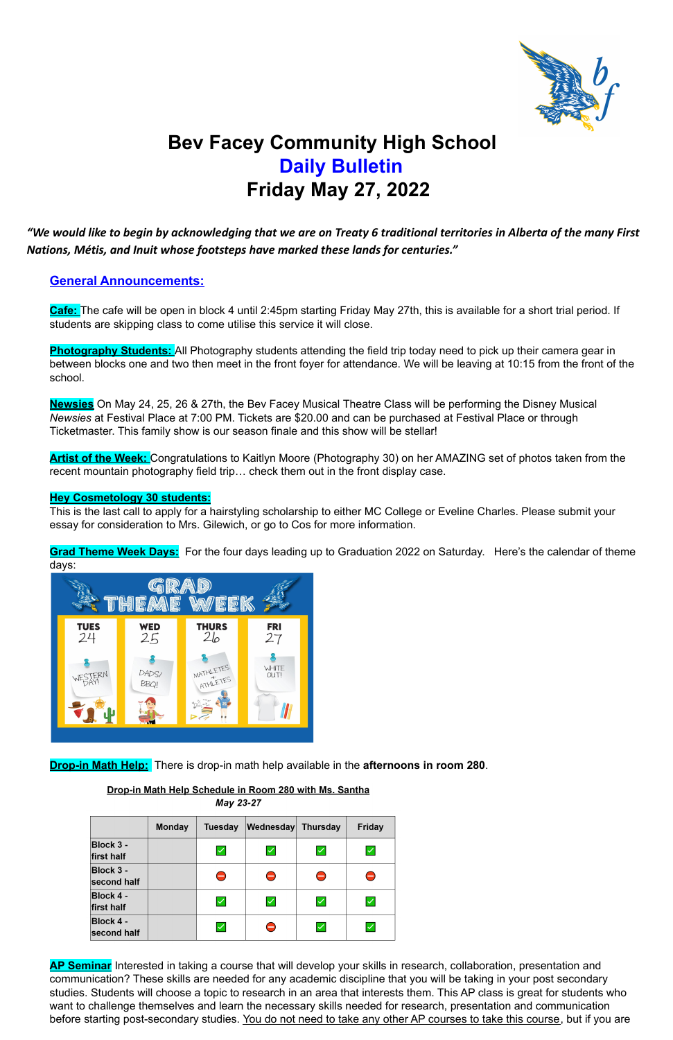# Bev Facey Community High School
## Daily Bulletin
## Friday May 27, 2022

***"We would like to begin by acknowledging that we are on Treaty 6 traditional territories in Alberta of the many First Nations, Métis, and Inuit whose footsteps have marked these lands for centuries."***

### General Announcements:

**Cafe:** The cafe will be open in block 4 until 2:45pm starting Friday May 27th, this is available for a short trial period. If students are skipping class to come utilise this service it will close.

**Photography Students:** All Photography students attending the field trip today need to pick up their camera gear in between blocks one and two then meet in the front foyer for attendance. We will be leaving at 10:15 from the front of the school.

**Newsies** On May 24, 25, 26 & 27th, the Bev Facey Musical Theatre Class will be performing the Disney Musical *Newsies* at Festival Place at 7:00 PM. Tickets are $20.00 and can be purchased at Festival Place or through Ticketmaster. This family show is our season finale and this show will be stellar!

**Artist of the Week:** Congratulations to Kaitlyn Moore (Photography 30) on her AMAZING set of photos taken from the recent mountain photography field trip… check them out in the front display case.

**Hey Cosmetology 30 students:**
This is the last call to apply for a hairstyling scholarship to either MC College or Eveline Charles. Please submit your essay for consideration to Mrs. Gilewich, or go to Cos for more information.

**Grad Theme Week Days:** For the four days leading up to Graduation 2022 on Saturday. Here's the calendar of theme days:

GRAD THEME WEEK

| TUES 24 | WED 25 | THURS 26 | FRI 27 |
|---|---|---|---|
| WESTERN DAY! | DADS/ BBQ! | MATHLETES + ATHLETES | WHITE OUT! |

**Drop-in Math Help:** There is drop-in math help available in the **afternoons in room 280**.

**Drop-in Math Help Schedule in Room 280 with Ms. Santha**
***May 23-27***

| | Monday | Tuesday | Wednesday | Thursday | Friday |
|---|---|---|---|---|---|
| Block 3 - first half | | ✅ | ✅ | ✅ | ✅ |
| Block 3 - second half | | ⛔ | ⛔ | ⛔ | ⛔ |
| Block 4 - first half | | ✅ | ✅ | ✅ | ✅ |
| Block 4 - second half | | ✅ | ⛔ | ✅ | ✅ |

**AP Seminar** Interested in taking a course that will develop your skills in research, collaboration, presentation and communication? These skills are needed for any academic discipline that you will be taking in your post secondary studies. Students will choose a topic to research in an area that interests them. This AP class is great for students who want to challenge themselves and learn the necessary skills needed for research, presentation and communication before starting post-secondary studies. You do not need to take any other AP courses to take this course, but if you are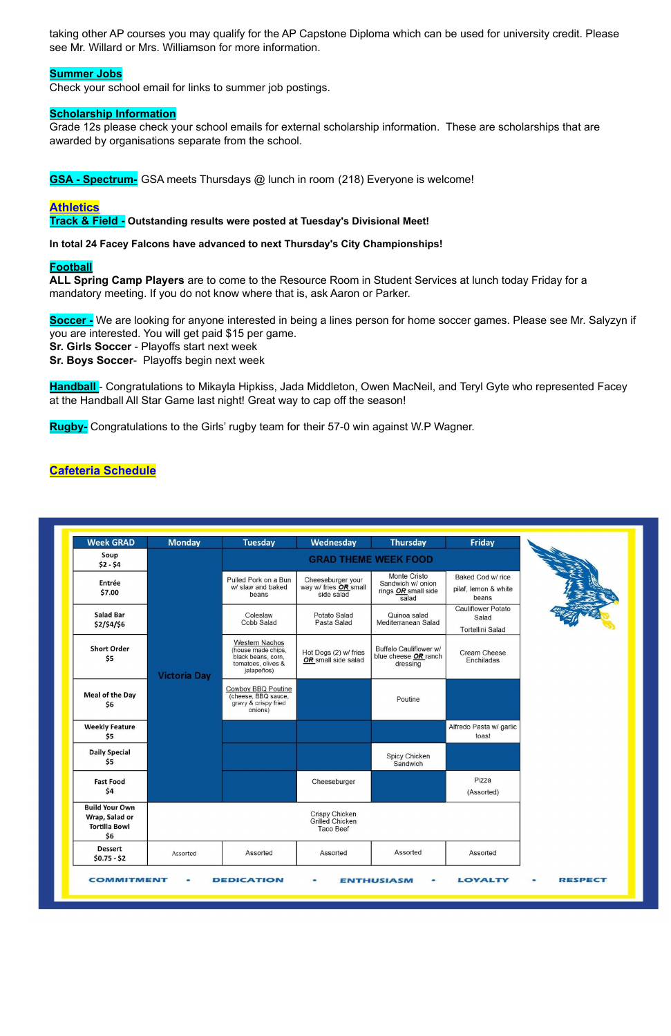taking other AP courses you may qualify for the AP Capstone Diploma which can be used for university credit. Please see Mr. Willard or Mrs. Williamson for more information.

**Summer Jobs**

Check your school email for links to summer job postings.

**Scholarship Information**

Grade 12s please check your school emails for external scholarship information. These are scholarships that are awarded by organisations separate from the school.

**GSA - Spectrum-** GSA meets Thursdays @ lunch in room (218) Everyone is welcome!

**Athletics**

**Track & Field - Outstanding results were posted at Tuesday's Divisional Meet!**

**In total 24 Facey Falcons have advanced to next Thursday's City Championships!**

**Football**

**ALL Spring Camp Players** are to come to the Resource Room in Student Services at lunch today Friday for a mandatory meeting. If you do not know where that is, ask Aaron or Parker.

**Soccer -** We are looking for anyone interested in being a lines person for home soccer games. Please see Mr. Salyzyn if you are interested. You will get paid $15 per game.
**Sr. Girls Soccer** - Playoffs start next week
**Sr. Boys Soccer**- Playoffs begin next week

**Handball** - Congratulations to Mikayla Hipkiss, Jada Middleton, Owen MacNeil, and Teryl Gyte who represented Facey at the Handball All Star Game last night! Great way to cap off the season!

**Rugby-** Congratulations to the Girls' rugby team for their 57-0 win against W.P Wagner.

**Cafeteria Schedule**

| Week GRAD | Monday | Tuesday | Wednesday | Thursday | Friday |
|---|---|---|---|---|---|
| Soup $2 - $4 | Victoria Day | GRAD THEME WEEK FOOD | | | |
| Entrée $7.00 | | Pulled Pork on a Bun w/ slaw and baked beans | Cheeseburger your way w/ fries OR small side salad | Monte Cristo Sandwich w/ onion rings OR small side salad | Baked Cod w/ rice pilaf, lemon & white beans |
| Salad Bar $2/$4/$6 | | Coleslaw Cobb Salad | Potato Salad Pasta Salad | Quinoa salad Mediterranean Salad | Cauliflower Potato Salad Tortellini Salad |
| Short Order $5 | | Western Nachos (house made chips, black beans, corn, tomatoes, olives & jalapeños) | Hot Dogs (2) w/ fries OR small side salad | Buffalo Cauliflower w/ blue cheese OR ranch dressing | Cream Cheese Enchiladas |
| Meal of the Day $6 | | Cowboy BBQ Poutine (cheese, BBQ sauce, gravy & crispy fried onions) | | Poutine | |
| Weekly Feature $5 | | | | | Alfredo Pasta w/ garlic toast |
| Daily Special $5 | | | | Spicy Chicken Sandwich | |
| Fast Food $4 | | | Cheeseburger | | Pizza (Assorted) |
| Build Your Own Wrap, Salad or Tortilla Bowl $6 | Crispy Chicken Grilled Chicken Taco Beef | | | | |
| Dessert $0.75 - $2 | Assorted | Assorted | Assorted | Assorted | Assorted |

COMMITMENT • DEDICATION • ENTHUSIASM • LOYALTY • RESPECT